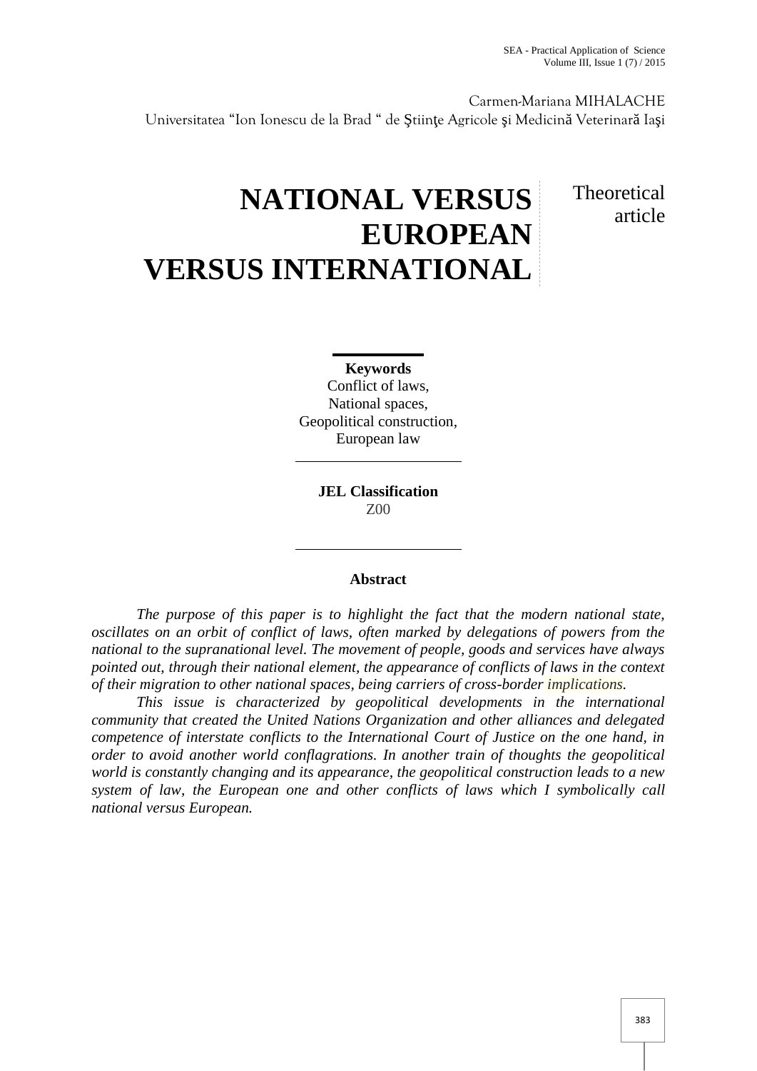Carmen-Mariana MIHALACHE
Universitatea "Ion Ionescu de la Brad " de Ştiinţe Agricole şi Medicină Veterinară Iaşi

# NATIONAL VERSUS EUROPEAN VERSUS INTERNATIONAL

Theoretical article

**Keywords**
Conflict of laws,
National spaces,
Geopolitical construction,
European law

**JEL Classification**
Z00

**Abstract**

*The purpose of this paper is to highlight the fact that the modern national state, oscillates on an orbit of conflict of laws, often marked by delegations of powers from the national to the supranational level. The movement of people, goods and services have always pointed out, through their national element, the appearance of conflicts of laws in the context of their migration to other national spaces, being carriers of cross-border implications.*

*This issue is characterized by geopolitical developments in the international community that created the United Nations Organization and other alliances and delegated competence of interstate conflicts to the International Court of Justice on the one hand, in order to avoid another world conflagrations. In another train of thoughts the geopolitical world is constantly changing and its appearance, the geopolitical construction leads to a new system of law, the European one and other conflicts of laws which I symbolically call national versus European.*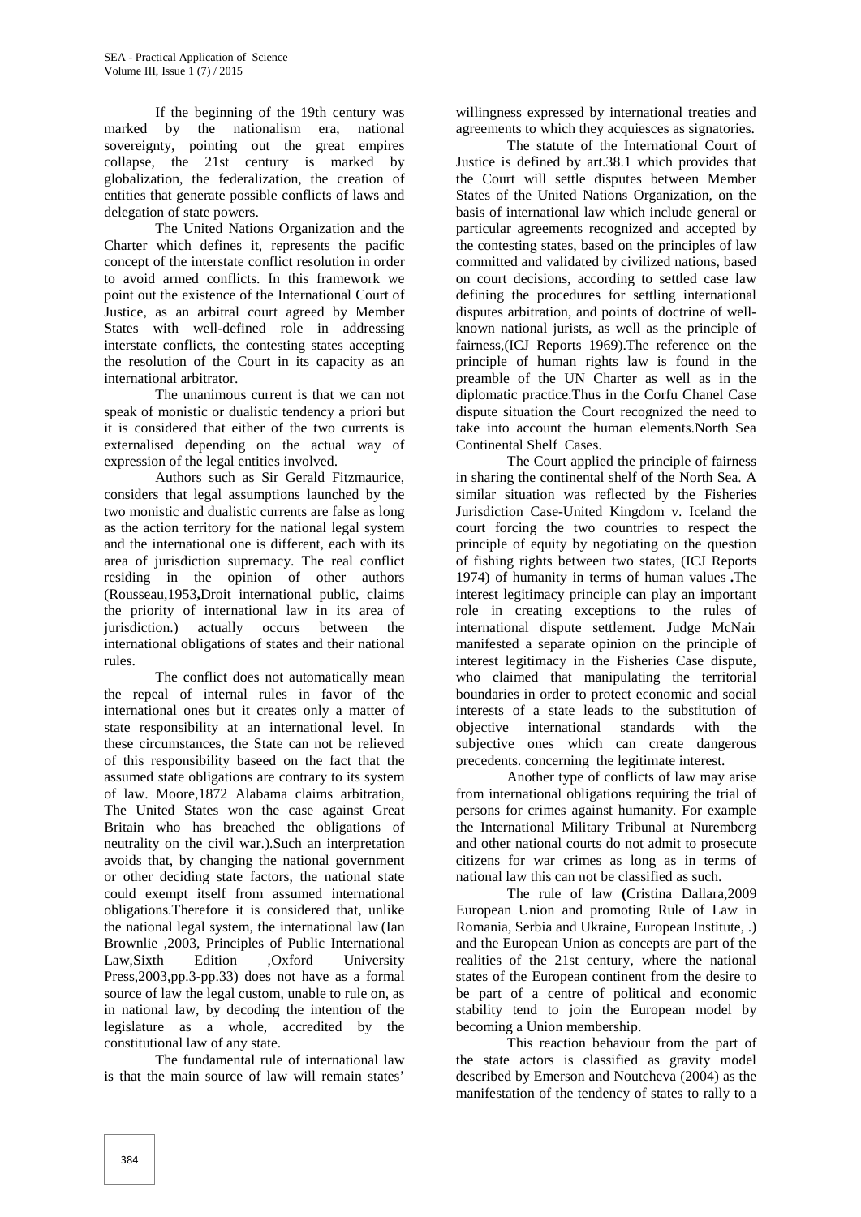If the beginning of the 19th century was marked by the nationalism era, national sovereignty, pointing out the great empires collapse, the 21st century is marked by globalization, the federalization, the creation of entities that generate possible conflicts of laws and delegation of state powers.

The United Nations Organization and the Charter which defines it, represents the pacific concept of the interstate conflict resolution in order to avoid armed conflicts. In this framework we point out the existence of the International Court of Justice, as an arbitral court agreed by Member States with well-defined role in addressing interstate conflicts, the contesting states accepting the resolution of the Court in its capacity as an international arbitrator.

The unanimous current is that we can not speak of monistic or dualistic tendency a priori but it is considered that either of the two currents is externalised depending on the actual way of expression of the legal entities involved.

Authors such as Sir Gerald Fitzmaurice, considers that legal assumptions launched by the two monistic and dualistic currents are false as long as the action territory for the national legal system and the international one is different, each with its area of jurisdiction supremacy. The real conflict residing in the opinion of other authors (Rousseau,1953**,**Droit international public, claims the priority of international law in its area of jurisdiction.) actually occurs between the international obligations of states and their national rules.

The conflict does not automatically mean the repeal of internal rules in favor of the international ones but it creates only a matter of state responsibility at an international level. In these circumstances, the State can not be relieved of this responsibility baseed on the fact that the assumed state obligations are contrary to its system of law. Moore,1872 Alabama claims arbitration, The United States won the case against Great Britain who has breached the obligations of neutrality on the civil war.).Such an interpretation avoids that, by changing the national government or other deciding state factors, the national state could exempt itself from assumed international obligations.Therefore it is considered that, unlike the national legal system, the international law (Ian Brownlie ,2003, Principles of Public International Law,Sixth Edition ,Oxford University Press,2003,pp.3-pp.33) does not have as a formal source of law the legal custom, unable to rule on, as in national law, by decoding the intention of the legislature as a whole, accredited by the constitutional law of any state.

The fundamental rule of international law is that the main source of law will remain states' willingness expressed by international treaties and agreements to which they acquiesces as signatories.

The statute of the International Court of Justice is defined by art.38.1 which provides that the Court will settle disputes between Member States of the United Nations Organization, on the basis of international law which include general or particular agreements recognized and accepted by the contesting states, based on the principles of law committed and validated by civilized nations, based on court decisions, according to settled case law defining the procedures for settling international disputes arbitration, and points of doctrine of well-known national jurists, as well as the principle of fairness,(ICJ Reports 1969).The reference on the principle of human rights law is found in the preamble of the UN Charter as well as in the diplomatic practice.Thus in the Corfu Chanel Case dispute situation the Court recognized the need to take into account the human elements.North Sea Continental Shelf Cases.

The Court applied the principle of fairness in sharing the continental shelf of the North Sea. A similar situation was reflected by the Fisheries Jurisdiction Case-United Kingdom v. Iceland the court forcing the two countries to respect the principle of equity by negotiating on the question of fishing rights between two states, (ICJ Reports 1974) of humanity in terms of human values **.**The interest legitimacy principle can play an important role in creating exceptions to the rules of international dispute settlement. Judge McNair manifested a separate opinion on the principle of interest legitimacy in the Fisheries Case dispute, who claimed that manipulating the territorial boundaries in order to protect economic and social interests of a state leads to the substitution of objective international standards with the subjective ones which can create dangerous precedents. concerning the legitimate interest.

Another type of conflicts of law may arise from international obligations requiring the trial of persons for crimes against humanity. For example the International Military Tribunal at Nuremberg and other national courts do not admit to prosecute citizens for war crimes as long as in terms of national law this can not be classified as such.

The rule of law **(**Cristina Dallara,2009 European Union and promoting Rule of Law in Romania, Serbia and Ukraine, European Institute, .) and the European Union as concepts are part of the realities of the 21st century, where the national states of the European continent from the desire to be part of a centre of political and economic stability tend to join the European model by becoming a Union membership.

This reaction behaviour from the part of the state actors is classified as gravity model described by Emerson and Noutcheva (2004) as the manifestation of the tendency of states to rally to a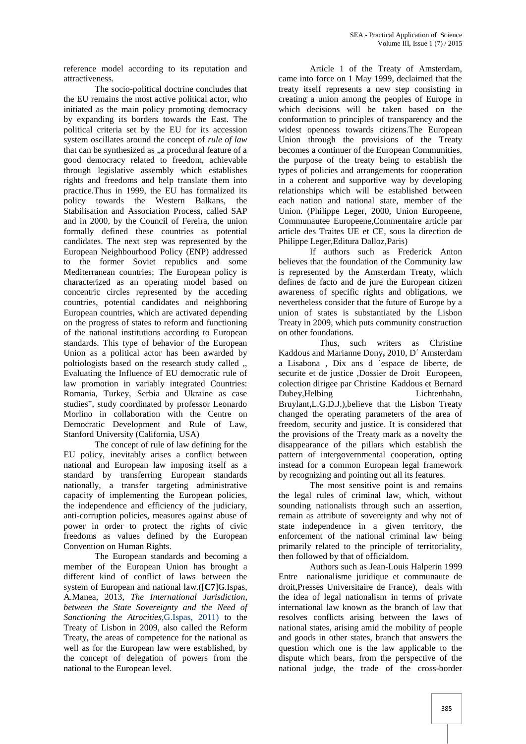reference model according to its reputation and attractiveness.

The socio-political doctrine concludes that the EU remains the most active political actor, who initiated as the main policy promoting democracy by expanding its borders towards the East. The political criteria set by the EU for its accession system oscillates around the concept of *rule of law* that can be synthesized as „a procedural feature of a good democracy related to freedom, achievable through legislative assembly which establishes rights and freedoms and help translate them into practice.Thus in 1999, the EU has formalized its policy towards the Western Balkans, the Stabilisation and Association Process, called SAP and in 2000, by the Council of Fereira, the union formally defined these countries as potential candidates. The next step was represented by the European Neighbourhood Policy (ENP) addressed to the former Soviet republics and some Mediterranean countries; The European policy is characterized as an operating model based on concentric circles represented by the acceding countries, potential candidates and neighboring European countries, which are activated depending on the progress of states to reform and functioning of the national institutions according to European standards. This type of behavior of the European Union as a political actor has been awarded by poltiologists based on the research study called „ Evaluating the Influence of EU democratic rule of law promotion in variably integrated Countries: Romania, Turkey, Serbia and Ukraine as case studies", study coordinated by professor Leonardo Morlino in collaboration with the Centre on Democratic Development and Rule of Law, Stanford University (California, USA)

The concept of rule of law defining for the EU policy, inevitably arises a conflict between national and European law imposing itself as a standard by transferring European standards nationally, a transfer targeting administrative capacity of implementing the European policies, the independence and efficiency of the judiciary, anti-corruption policies, measures against abuse of power in order to protect the rights of civic freedoms as values defined by the European Convention on Human Rights.

The European standards and becoming a member of the European Union has brought a different kind of conflict of laws between the system of European and national law.([**C7**]G.Ispas, A.Manea, 2013, *The International Jurisdiction, between the State Sovereignty and the Need of Sanctioning the Atrocities*,G.Ispas, 2011) to the Treaty of Lisbon in 2009, also called the Reform Treaty, the areas of competence for the national as well as for the European law were established, by the concept of delegation of powers from the national to the European level.

Article 1 of the Treaty of Amsterdam, came into force on 1 May 1999, declaimed that the treaty itself represents a new step consisting in creating a union among the peoples of Europe in which decisions will be taken based on the conformation to principles of transparency and the widest openness towards citizens.The European Union through the provisions of the Treaty becomes a continuer of the European Communities, the purpose of the treaty being to establish the types of policies and arrangements for cooperation in a coherent and supportive way by developing relationships which will be established between each nation and national state, member of the Union. (Philippe Leger, 2000, Union Europeene, Communautee Europeene,Commentaire article par article des Traites UE et CE, sous la direction de Philippe Leger,Editura Dalloz,Paris)

If authors such as Frederick Anton believes that the foundation of the Community law is represented by the Amsterdam Treaty, which defines de facto and de jure the European citizen awareness of specific rights and obligations, we nevertheless consider that the future of Europe by a union of states is substantiated by the Lisbon Treaty in 2009, which puts community construction on other foundations.

Thus, such writers as Christine Kaddous and Marianne Dony**,** 2010, D´ Amsterdam a Lisabona , Dix ans d ´espace de liberte, de securite et de justice ,Dossier de Droit Europeen, colection dirigee par Christine Kaddous et Bernard Dubey,Helbing Lichtenhahn, Bruylant,L.G.D.J.),believe that the Lisbon Treaty changed the operating parameters of the area of freedom, security and justice. It is considered that the provisions of the Treaty mark as a novelty the disappearance of the pillars which establish the pattern of intergovernmental cooperation, opting instead for a common European legal framework by recognizing and pointing out all its features.

The most sensitive point is and remains the legal rules of criminal law, which, without sounding nationalists through such an assertion, remain as attribute of sovereignty and why not of state independence in a given territory, the enforcement of the national criminal law being primarily related to the principle of territoriality, then followed by that of officialdom.

Authors such as Jean-Louis Halperin 1999 Entre nationalisme juridique et communaute de droit,Presses Universitaire de France), deals with the idea of legal nationalism in terms of private international law known as the branch of law that resolves conflicts arising between the laws of national states, arising amid the mobility of people and goods in other states, branch that answers the question which one is the law applicable to the dispute which bears, from the perspective of the national judge, the trade of the cross-border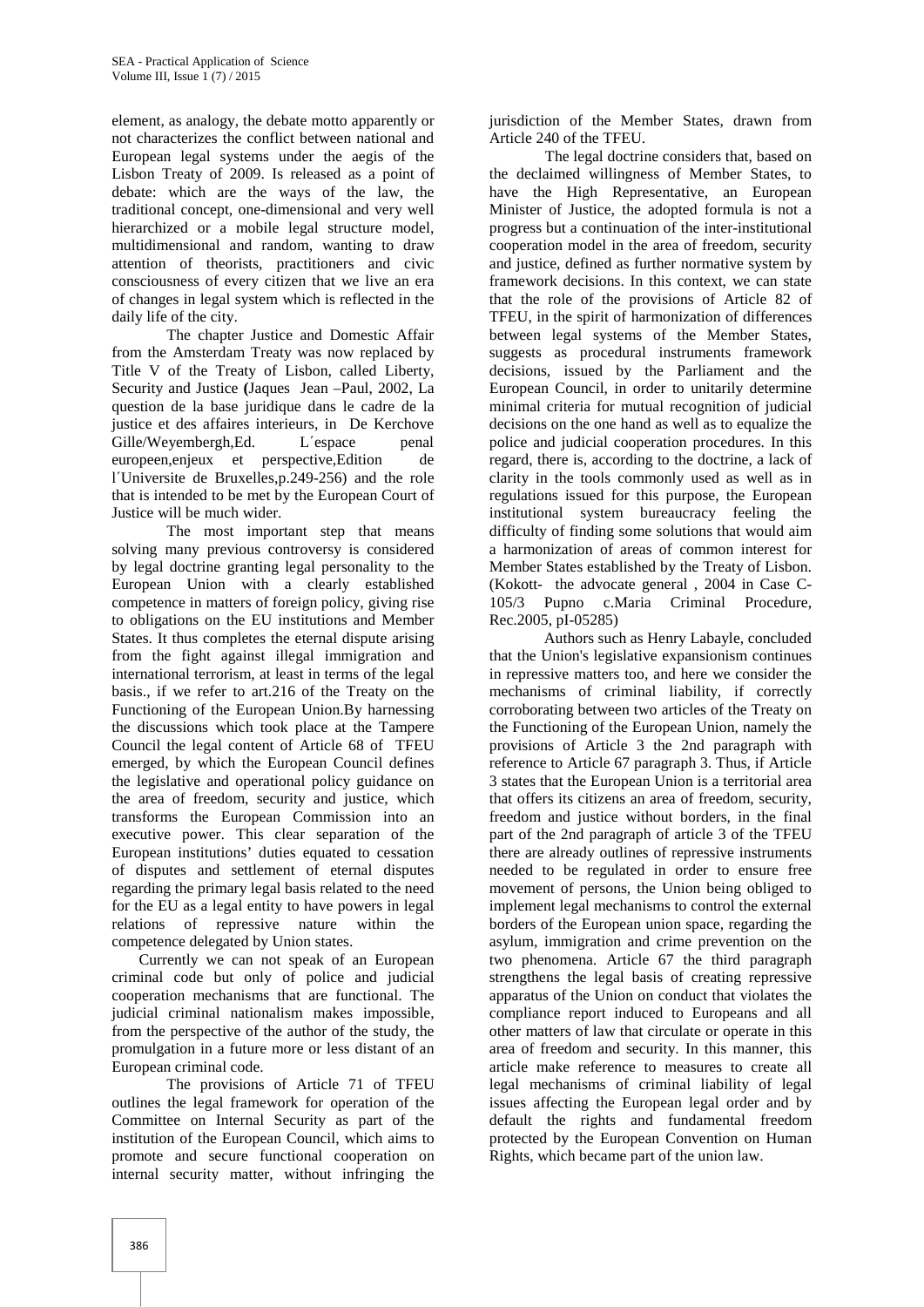element, as analogy, the debate motto apparently or not characterizes the conflict between national and European legal systems under the aegis of the Lisbon Treaty of 2009. Is released as a point of debate: which are the ways of the law, the traditional concept, one-dimensional and very well hierarchized or a mobile legal structure model, multidimensional and random, wanting to draw attention of theorists, practitioners and civic consciousness of every citizen that we live an era of changes in legal system which is reflected in the daily life of the city.

The chapter Justice and Domestic Affair from the Amsterdam Treaty was now replaced by Title V of the Treaty of Lisbon, called Liberty, Security and Justice **(**Jaques Jean –Paul, 2002, La question de la base juridique dans le cadre de la justice et des affaires interieurs, in De Kerchove Gille/Weyembergh,Ed. L´espace penal europeen,enjeux et perspective,Edition de l´Universite de Bruxelles,p.249-256) and the role that is intended to be met by the European Court of Justice will be much wider.

The most important step that means solving many previous controversy is considered by legal doctrine granting legal personality to the European Union with a clearly established competence in matters of foreign policy, giving rise to obligations on the EU institutions and Member States. It thus completes the eternal dispute arising from the fight against illegal immigration and international terrorism, at least in terms of the legal basis., if we refer to art.216 of the Treaty on the Functioning of the European Union.By harnessing the discussions which took place at the Tampere Council the legal content of Article 68 of TFEU emerged, by which the European Council defines the legislative and operational policy guidance on the area of freedom, security and justice, which transforms the European Commission into an executive power. This clear separation of the European institutions' duties equated to cessation of disputes and settlement of eternal disputes regarding the primary legal basis related to the need for the EU as a legal entity to have powers in legal relations of repressive nature within the competence delegated by Union states.

Currently we can not speak of an European criminal code but only of police and judicial cooperation mechanisms that are functional. The judicial criminal nationalism makes impossible, from the perspective of the author of the study, the promulgation in a future more or less distant of an European criminal code.

The provisions of Article 71 of TFEU outlines the legal framework for operation of the Committee on Internal Security as part of the institution of the European Council, which aims to promote and secure functional cooperation on internal security matter, without infringing the jurisdiction of the Member States, drawn from Article 240 of the TFEU.

The legal doctrine considers that, based on the declaimed willingness of Member States, to have the High Representative, an European Minister of Justice, the adopted formula is not a progress but a continuation of the inter-institutional cooperation model in the area of freedom, security and justice, defined as further normative system by framework decisions. In this context, we can state that the role of the provisions of Article 82 of TFEU, in the spirit of harmonization of differences between legal systems of the Member States, suggests as procedural instruments framework decisions, issued by the Parliament and the European Council, in order to unitarily determine minimal criteria for mutual recognition of judicial decisions on the one hand as well as to equalize the police and judicial cooperation procedures. In this regard, there is, according to the doctrine, a lack of clarity in the tools commonly used as well as in regulations issued for this purpose, the European institutional system bureaucracy feeling the difficulty of finding some solutions that would aim a harmonization of areas of common interest for Member States established by the Treaty of Lisbon. (Kokott- the advocate general , 2004 in Case C-105/3 Pupno c.Maria Criminal Procedure, Rec.2005, pI-05285)

Authors such as Henry Labayle, concluded that the Union's legislative expansionism continues in repressive matters too, and here we consider the mechanisms of criminal liability, if correctly corroborating between two articles of the Treaty on the Functioning of the European Union, namely the provisions of Article 3 the 2nd paragraph with reference to Article 67 paragraph 3. Thus, if Article 3 states that the European Union is a territorial area that offers its citizens an area of freedom, security, freedom and justice without borders, in the final part of the 2nd paragraph of article 3 of the TFEU there are already outlines of repressive instruments needed to be regulated in order to ensure free movement of persons, the Union being obliged to implement legal mechanisms to control the external borders of the European union space, regarding the asylum, immigration and crime prevention on the two phenomena. Article 67 the third paragraph strengthens the legal basis of creating repressive apparatus of the Union on conduct that violates the compliance report induced to Europeans and all other matters of law that circulate or operate in this area of freedom and security. In this manner, this article make reference to measures to create all legal mechanisms of criminal liability of legal issues affecting the European legal order and by default the rights and fundamental freedom protected by the European Convention on Human Rights, which became part of the union law.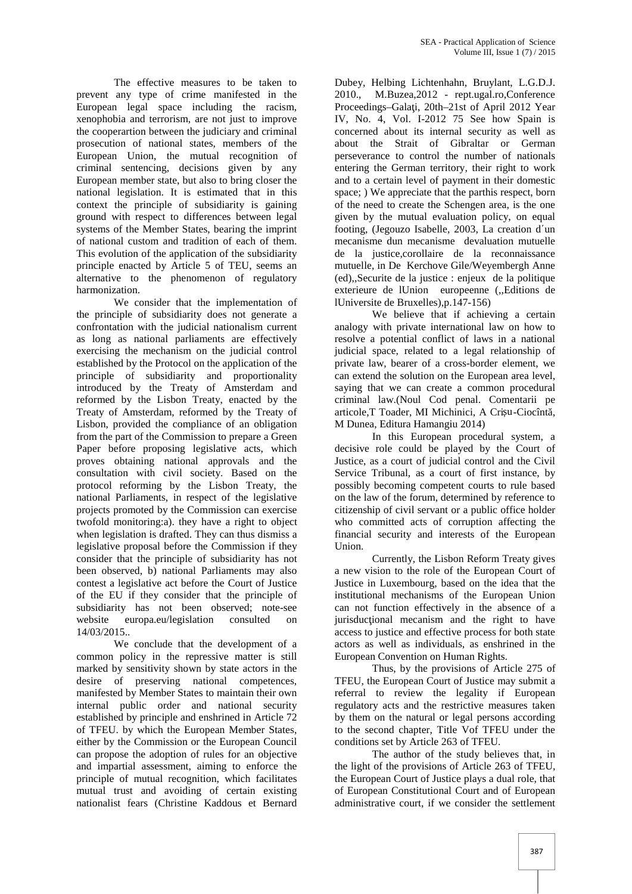The effective measures to be taken to prevent any type of crime manifested in the European legal space including the racism, xenophobia and terrorism, are not just to improve the cooperartion between the judiciary and criminal prosecution of national states, members of the European Union, the mutual recognition of criminal sentencing, decisions given by any European member state, but also to bring closer the national legislation. It is estimated that in this context the principle of subsidiarity is gaining ground with respect to differences between legal systems of the Member States, bearing the imprint of national custom and tradition of each of them. This evolution of the application of the subsidiarity principle enacted by Article 5 of TEU, seems an alternative to the phenomenon of regulatory harmonization.

We consider that the implementation of the principle of subsidiarity does not generate a confrontation with the judicial nationalism current as long as national parliaments are effectively exercising the mechanism on the judicial control established by the Protocol on the application of the principle of subsidiarity and proportionality introduced by the Treaty of Amsterdam and reformed by the Lisbon Treaty, enacted by the Treaty of Amsterdam, reformed by the Treaty of Lisbon, provided the compliance of an obligation from the part of the Commission to prepare a Green Paper before proposing legislative acts, which proves obtaining national approvals and the consultation with civil society. Based on the protocol reforming by the Lisbon Treaty, the national Parliaments, in respect of the legislative projects promoted by the Commission can exercise twofold monitoring:a). they have a right to object when legislation is drafted. They can thus dismiss a legislative proposal before the Commission if they consider that the principle of subsidiarity has not been observed, b) national Parliaments may also contest a legislative act before the Court of Justice of the EU if they consider that the principle of subsidiarity has not been observed; note-see website europa.eu/legislation consulted on 14/03/2015..

We conclude that the development of a common policy in the repressive matter is still marked by sensitivity shown by state actors in the desire of preserving national competences, manifested by Member States to maintain their own internal public order and national security established by principle and enshrined in Article 72 of TFEU. by which the European Member States, either by the Commission or the European Council can propose the adoption of rules for an objective and impartial assessment, aiming to enforce the principle of mutual recognition, which facilitates mutual trust and avoiding of certain existing nationalist fears (Christine Kaddous et Bernard Dubey, Helbing Lichtenhahn, Bruylant, L.G.D.J. 2010., M.Buzea,2012 - rept.ugal.ro,Conference Proceedings–Galaţi, 20th–21st of April 2012 Year IV, No. 4, Vol. I-2012 75 See how Spain is concerned about its internal security as well as about the Strait of Gibraltar or German perseverance to control the number of nationals entering the German territory, their right to work and to a certain level of payment in their domestic space; ) We appreciate that the parthis respect, born of the need to create the Schengen area, is the one given by the mutual evaluation policy, on equal footing, (Jegouzo Isabelle, 2003, La creation d´un mecanisme dun mecanisme devaluation mutuelle de la justice,corollaire de la reconnaissance mutuelle, in De Kerchove Gile/Weyembergh Anne (ed),,Securite de la justice : enjeux de la politique exterieure de lUnion europeenne (,,Editions de lUniversite de Bruxelles),p.147-156)

We believe that if achieving a certain analogy with private international law on how to resolve a potential conflict of laws in a national judicial space, related to a legal relationship of private law, bearer of a cross-border element, we can extend the solution on the European area level, saying that we can create a common procedural criminal law.(Noul Cod penal. Comentarii pe articole,T Toader, MI Michinici, A Crișu-Ciocîntă, M Dunea, Editura Hamangiu 2014)

In this European procedural system, a decisive role could be played by the Court of Justice, as a court of judicial control and the Civil Service Tribunal, as a court of first instance, by possibly becoming competent courts to rule based on the law of the forum, determined by reference to citizenship of civil servant or a public office holder who committed acts of corruption affecting the financial security and interests of the European Union.

Currently, the Lisbon Reform Treaty gives a new vision to the role of the European Court of Justice in Luxembourg, based on the idea that the institutional mechanisms of the European Union can not function effectively in the absence of a jurisducţional mecanism and the right to have access to justice and effective process for both state actors as well as individuals, as enshrined in the European Convention on Human Rights.

Thus, by the provisions of Article 275 of TFEU, the European Court of Justice may submit a referral to review the legality if European regulatory acts and the restrictive measures taken by them on the natural or legal persons according to the second chapter, Title Vof TFEU under the conditions set by Article 263 of TFEU.

The author of the study believes that, in the light of the provisions of Article 263 of TFEU, the European Court of Justice plays a dual role, that of European Constitutional Court and of European administrative court, if we consider the settlement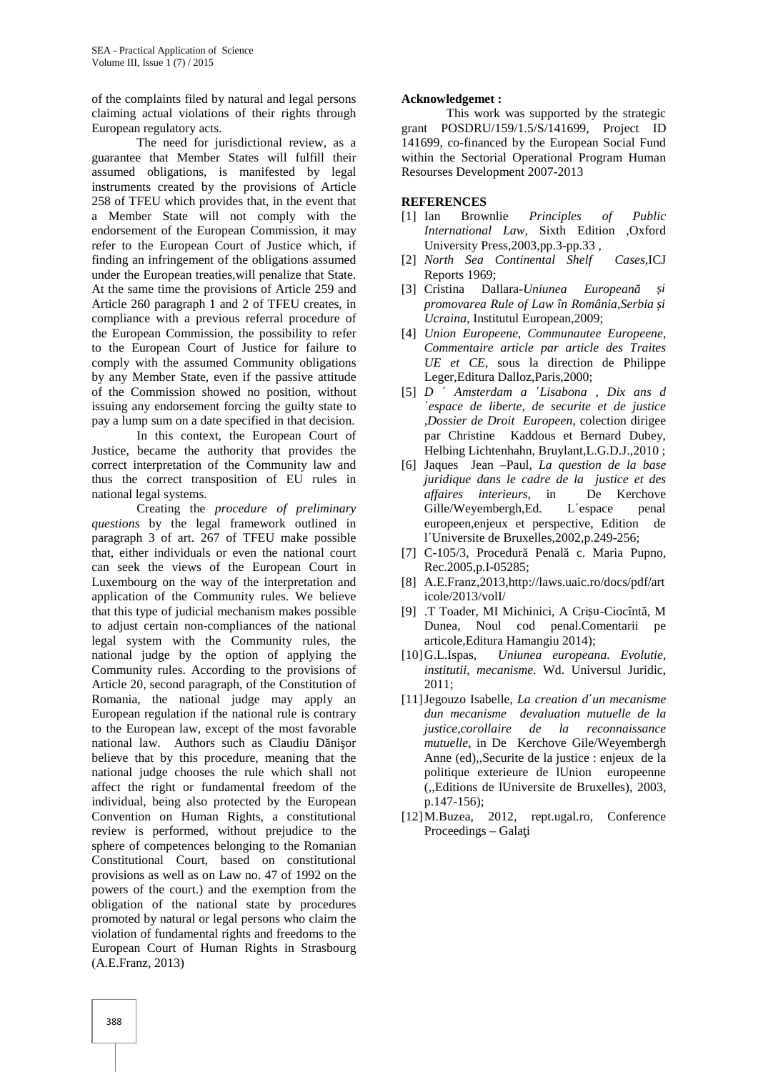of the complaints filed by natural and legal persons claiming actual violations of their rights through European regulatory acts.

The need for jurisdictional review, as a guarantee that Member States will fulfill their assumed obligations, is manifested by legal instruments created by the provisions of Article 258 of TFEU which provides that, in the event that a Member State will not comply with the endorsement of the European Commission, it may refer to the European Court of Justice which, if finding an infringement of the obligations assumed under the European treaties,will penalize that State. At the same time the provisions of Article 259 and Article 260 paragraph 1 and 2 of TFEU creates, in compliance with a previous referral procedure of the European Commission, the possibility to refer to the European Court of Justice for failure to comply with the assumed Community obligations by any Member State, even if the passive attitude of the Commission showed no position, without issuing any endorsement forcing the guilty state to pay a lump sum on a date specified in that decision.

In this context, the European Court of Justice, became the authority that provides the correct interpretation of the Community law and thus the correct transposition of EU rules in national legal systems.

Creating the *procedure of preliminary questions* by the legal framework outlined in paragraph 3 of art. 267 of TFEU make possible that, either individuals or even the national court can seek the views of the European Court in Luxembourg on the way of the interpretation and application of the Community rules. We believe that this type of judicial mechanism makes possible to adjust certain non-compliances of the national legal system with the Community rules, the national judge by the option of applying the Community rules. According to the provisions of Article 20, second paragraph, of the Constitution of Romania, the national judge may apply an European regulation if the national rule is contrary to the European law, except of the most favorable national law. Authors such as Claudiu Dănişor believe that by this procedure, meaning that the national judge chooses the rule which shall not affect the right or fundamental freedom of the individual, being also protected by the European Convention on Human Rights, a constitutional review is performed, without prejudice to the sphere of competences belonging to the Romanian Constitutional Court, based on constitutional provisions as well as on Law no. 47 of 1992 on the powers of the court.) and the exemption from the obligation of the national state by procedures promoted by natural or legal persons who claim the violation of fundamental rights and freedoms to the European Court of Human Rights in Strasbourg (A.E.Franz, 2013)

**Acknowledgemet :**

This work was supported by the strategic grant POSDRU/159/1.5/S/141699, Project ID 141699, co-financed by the European Social Fund within the Sectorial Operational Program Human Resourses Development 2007-2013

**REFERENCES**

[1] Ian Brownlie *Principles of Public International Law*, Sixth Edition ,Oxford University Press,2003,pp.3-pp.33 ,

[2] *North Sea Continental Shelf Cases*,ICJ Reports 1969;

[3] Cristina Dallara-*Uniunea Europeană și promovarea Rule of Law în România,Serbia și Ucraina*, Institutul European,2009;

[4] *Union Europeene, Communautee Europeene, Commentaire article par article des Traites UE et CE*, sous la direction de Philippe Leger,Editura Dalloz,Paris,2000;

[5] *D ´ Amsterdam a ´Lisabona , Dix ans d ´espace de liberte, de securite et de justice* ,*Dossier de Droit Europeen*, colection dirigee par Christine Kaddous et Bernard Dubey, Helbing Lichtenhahn, Bruylant,L.G.D.J.,2010 ;

[6] Jaques Jean –Paul, *La question de la base juridique dans le cadre de la justice et des affaires interieurs*, in De Kerchove Gille/Weyembergh,Ed. L´espace penal europeen,enjeux et perspective, Edition de l´Universite de Bruxelles,2002,p.249-256;

[7] C-105/3, Procedură Penală c. Maria Pupno, Rec.2005,p.I-05285;

[8] A.E.Franz,2013,http://laws.uaic.ro/docs/pdf/articole/2013/volI/

[9] .T Toader, MI Michinici, A Crișu-Ciocîntă, M Dunea, Noul cod penal.Comentarii pe articole,Editura Hamangiu 2014);

[10] G.L.Ispas, *Uniunea europeana. Evolutie, institutii, mecanisme.* Wd. Universul Juridic, 2011;

[11] Jegouzo Isabelle, *La creation d´un mecanisme dun mecanisme devaluation mutuelle de la justice,corollaire de la reconnaissance mutuelle*, in De Kerchove Gile/Weyembergh Anne (ed),,Securite de la justice : enjeux de la politique exterieure de lUnion europeenne (,,Editions de lUniversite de Bruxelles), 2003, p.147-156);

[12] M.Buzea, 2012, rept.ugal.ro, Conference Proceedings – Galaţi